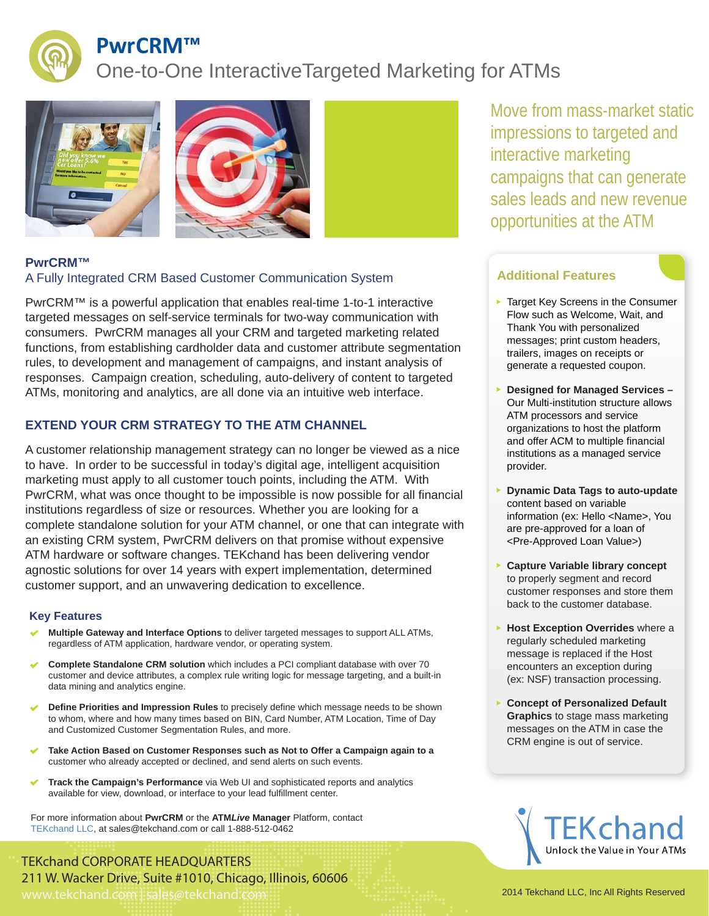# PwrCRM™

One-to-One InteractiveTargeted Marketing for ATMs

Move from mass-market static impressions to targeted and interactive marketing campaigns that can generate sales leads and new revenue opportunities at the ATM

## PwrCRM™

### A Fully Integrated CRM Based Customer Communication System

PwrCRM™ is a powerful application that enables real-time 1-to-1 interactive targeted messages on self-service terminals for two-way communication with consumers. PwrCRM manages all your CRM and targeted marketing related functions, from establishing cardholder data and customer attribute segmentation rules, to development and management of campaigns, and instant analysis of responses. Campaign creation, scheduling, auto-delivery of content to targeted ATMs, monitoring and analytics, are all done via an intuitive web interface.

### EXTEND YOUR CRM STRATEGY TO THE ATM CHANNEL

A customer relationship management strategy can no longer be viewed as a nice to have. In order to be successful in today's digital age, intelligent acquisition marketing must apply to all customer touch points, including the ATM. With PwrCRM, what was once thought to be impossible is now possible for all financial institutions regardless of size or resources. Whether you are looking for a complete standalone solution for your ATM channel, or one that can integrate with an existing CRM system, PwrCRM delivers on that promise without expensive ATM hardware or software changes. TEKchand has been delivering vendor agnostic solutions for over 14 years with expert implementation, determined customer support, and an unwavering dedication to excellence.

### Key Features

- **Multiple Gateway and Interface Options** to deliver targeted messages to support ALL ATMs, regardless of ATM application, hardware vendor, or operating system.
- **Complete Standalone CRM solution** which includes a PCI compliant database with over 70 customer and device attributes, a complex rule writing logic for message targeting, and a built-in data mining and analytics engine.
- **Define Priorities and Impression Rules** to precisely define which message needs to be shown to whom, where and how many times based on BIN, Card Number, ATM Location, Time of Day and Customized Customer Segmentation Rules, and more.
- **Take Action Based on Customer Responses such as Not to Offer a Campaign again to a** customer who already accepted or declined, and send alerts on such events.
- **Track the Campaign's Performance** via Web UI and sophisticated reports and analytics available for view, download, or interface to your lead fulfillment center.

For more information about **PwrCRM** or the **ATM*Live* Manager** Platform, contact TEKchand LLC, at sales@tekchand.com or call 1-888-512-0462

### Additional Features

- Target Key Screens in the Consumer Flow such as Welcome, Wait, and Thank You with personalized messages; print custom headers, trailers, images on receipts or generate a requested coupon.
- **Designed for Managed Services –** Our Multi-institution structure allows ATM processors and service organizations to host the platform and offer ACM to multiple financial institutions as a managed service provider.
- **Dynamic Data Tags to auto-update** content based on variable information (ex: Hello <Name>, You are pre-approved for a loan of <Pre-Approved Loan Value>)
- **Capture Variable library concept** to properly segment and record customer responses and store them back to the customer database.
- **Host Exception Overrides** where a regularly scheduled marketing message is replaced if the Host encounters an exception during (ex: NSF) transaction processing.
- **Concept of Personalized Default Graphics** to stage mass marketing messages on the ATM in case the CRM engine is out of service.

TEKchand
Unlock the Value in Your ATMs

TEKchand CORPORATE HEADQUARTERS
211 W. Wacker Drive, Suite #1010, Chicago, Illinois, 60606
www.tekchand.com | sales@tekchand.com

2014 Tekchand LLC, Inc All Rights Reserved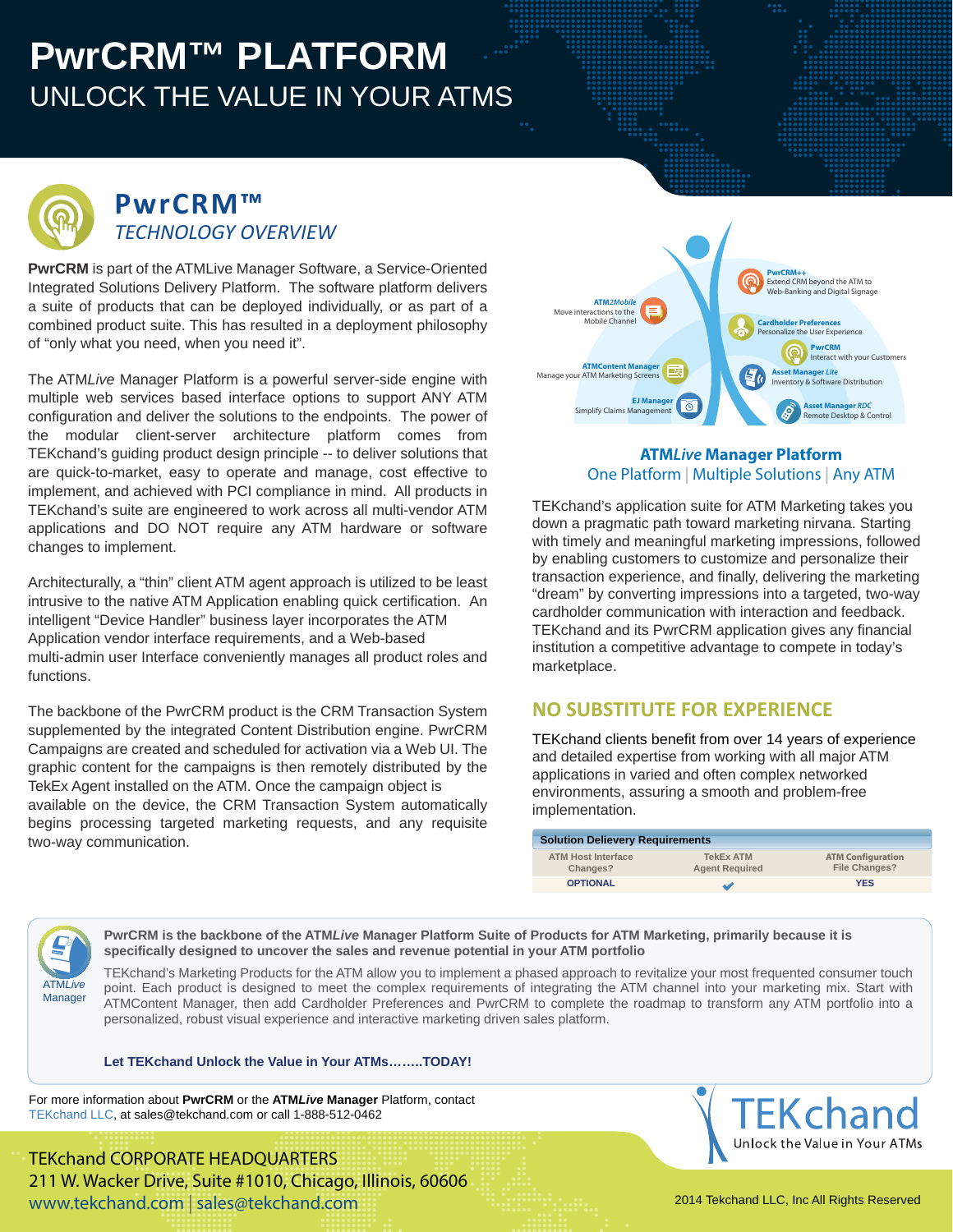# PwrCRM™ PLATFORM
UNLOCK THE VALUE IN YOUR ATMS

## PwrCRM™
*TECHNOLOGY OVERVIEW*

**PwrCRM** is part of the ATMLive Manager Software, a Service-Oriented Integrated Solutions Delivery Platform. The software platform delivers a suite of products that can be deployed individually, or as part of a combined product suite. This has resulted in a deployment philosophy of "only what you need, when you need it".

The ATM*Live* Manager Platform is a powerful server-side engine with multiple web services based interface options to support ANY ATM configuration and deliver the solutions to the endpoints. The power of the modular client-server architecture platform comes from TEKchand's guiding product design principle -- to deliver solutions that are quick-to-market, easy to operate and manage, cost effective to implement, and achieved with PCI compliance in mind. All products in TEKchand's suite are engineered to work across all multi-vendor ATM applications and DO NOT require any ATM hardware or software changes to implement.

Architecturally, a "thin" client ATM agent approach is utilized to be least intrusive to the native ATM Application enabling quick certification. An intelligent "Device Handler" business layer incorporates the ATM Application vendor interface requirements, and a Web-based multi-admin user Interface conveniently manages all product roles and functions.

The backbone of the PwrCRM product is the CRM Transaction System supplemented by the integrated Content Distribution engine. PwrCRM Campaigns are created and scheduled for activation via a Web UI. The graphic content for the campaigns is then remotely distributed by the TekEx Agent installed on the ATM. Once the campaign object is available on the device, the CRM Transaction System automatically begins processing targeted marketing requests, and any requisite two-way communication.

PwrCRM++
Extend CRM beyond the ATM to Web-Banking and Digital Signage

ATM2*Mobile*
Move interactions to the Mobile Channel

Cardholder Preferences
Personalize the User Experience

PwrCRM
Interact with your Customers

ATMContent Manager
Manage your ATM Marketing Screens

Asset Manager *Lite*
Inventory & Software Distribution

EJ Manager
Simplify Claims Management

Asset Manager *RDC*
Remote Desktop & Control

**ATM*Live* Manager Platform**
One Platform | Multiple Solutions | Any ATM

TEKchand's application suite for ATM Marketing takes you down a pragmatic path toward marketing nirvana. Starting with timely and meaningful marketing impressions, followed by enabling customers to customize and personalize their transaction experience, and finally, delivering the marketing "dream" by converting impressions into a targeted, two-way cardholder communication with interaction and feedback. TEKchand and its PwrCRM application gives any financial institution a competitive advantage to compete in today's marketplace.

## NO SUBSTITUTE FOR EXPERIENCE

TEKchand clients benefit from over 14 years of experience and detailed expertise from working with all major ATM applications in varied and often complex networked environments, assuring a smooth and problem-free implementation.

**Solution Delievery Requirements**

| ATM Host Interface Changes? | TekEx ATM Agent Required | ATM Configuration File Changes? |
|---|---|---|
| OPTIONAL | ✔ | YES |

**PwrCRM is the backbone of the ATM*Live* Manager Platform Suite of Products for ATM Marketing, primarily because it is specifically designed to uncover the sales and revenue potential in your ATM portfolio**

ATM*Live* Manager

TEKchand's Marketing Products for the ATM allow you to implement a phased approach to revitalize your most frequented consumer touch point. Each product is designed to meet the complex requirements of integrating the ATM channel into your marketing mix. Start with ATMContent Manager, then add Cardholder Preferences and PwrCRM to complete the roadmap to transform any ATM portfolio into a personalized, robust visual experience and interactive marketing driven sales platform.

**Let TEKchand Unlock the Value in Your ATMs……..TODAY!**

For more information about **PwrCRM** or the **ATM*Live* Manager** Platform, contact TEKchand LLC, at sales@tekchand.com or call 1-888-512-0462

TEKchand
Unlock the Value in Your ATMs

TEKchand CORPORATE HEADQUARTERS
211 W. Wacker Drive, Suite #1010, Chicago, Illinois, 60606
www.tekchand.com | sales@tekchand.com

2014 Tekchand LLC, Inc All Rights Reserved